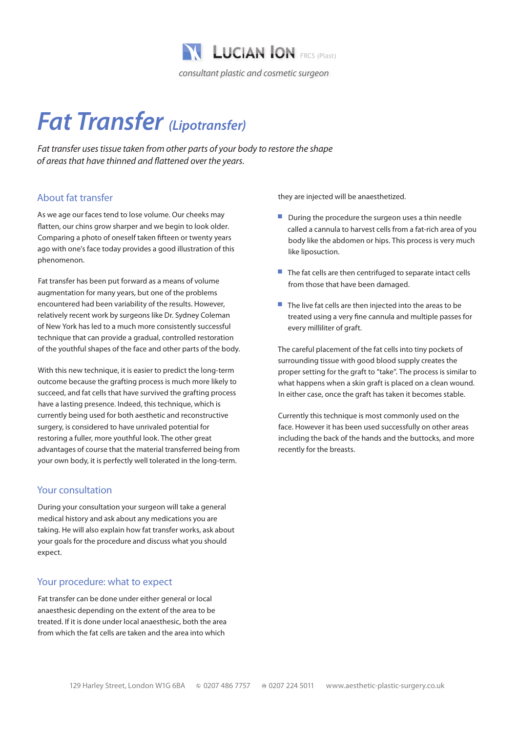# Lucian Ion FRCS (Plast)

*consultant plastic and cosmetic surgeon*

# *Fat Transfer (Lipotransfer)*

*Fat transfer uses tissue taken from other parts of your body to restore the shape of areas that have thinned and flattened over the years.*

## About fat transfer

As we age our faces tend to lose volume. Our cheeks may flatten, our chins grow sharper and we begin to look older. Comparing a photo of oneself taken fifteen or twenty years ago with one's face today provides a good illustration of this phenomenon.

Fat transfer has been put forward as a means of volume augmentation for many years, but one of the problems encountered had been variability of the results. However, relatively recent work by surgeons like Dr. Sydney Coleman of New York has led to a much more consistently successful technique that can provide a gradual, controlled restoration of the youthful shapes of the face and other parts of the body.

With this new technique, it is easier to predict the long-term outcome because the grafting process is much more likely to succeed, and fat cells that have survived the grafting process have a lasting presence. Indeed, this technique, which is currently being used for both aesthetic and reconstructive surgery, is considered to have unrivaled potential for restoring a fuller, more youthful look. The other great advantages of course that the material transferred being from your own body, it is perfectly well tolerated in the long-term.

## Your consultation

During your consultation your surgeon will take a general medical history and ask about any medications you are taking. He will also explain how fat transfer works, ask about your goals for the procedure and discuss what you should expect.

## Your procedure: what to expect

Fat transfer can be done under either general or local anaesthesic depending on the extent of the area to be treated. If it is done under local anaesthesic, both the area from which the fat cells are taken and the area into which they are injected will be anaesthetized.

- During the procedure the surgeon uses a thin needle called a cannula to harvest cells from a fat-rich area of you body like the abdomen or hips. This process is very much like liposuction.
- The fat cells are then centrifuged to separate intact cells from those that have been damaged.
- The live fat cells are then injected into the areas to be treated using a very fine cannula and multiple passes for every milliliter of graft.

The careful placement of the fat cells into tiny pockets of surrounding tissue with good blood supply creates the proper setting for the graft to "take". The process is similar to what happens when a skin graft is placed on a clean wound. In either case, once the graft has taken it becomes stable.

Currently this technique is most commonly used on the face. However it has been used successfully on other areas including the back of the hands and the buttocks, and more recently for the breasts.

129 Harley Street, London W1G 6BA © 0207 486 7757 ☏ 0207 224 5011 www.aesthetic-plastic-surgery.co.uk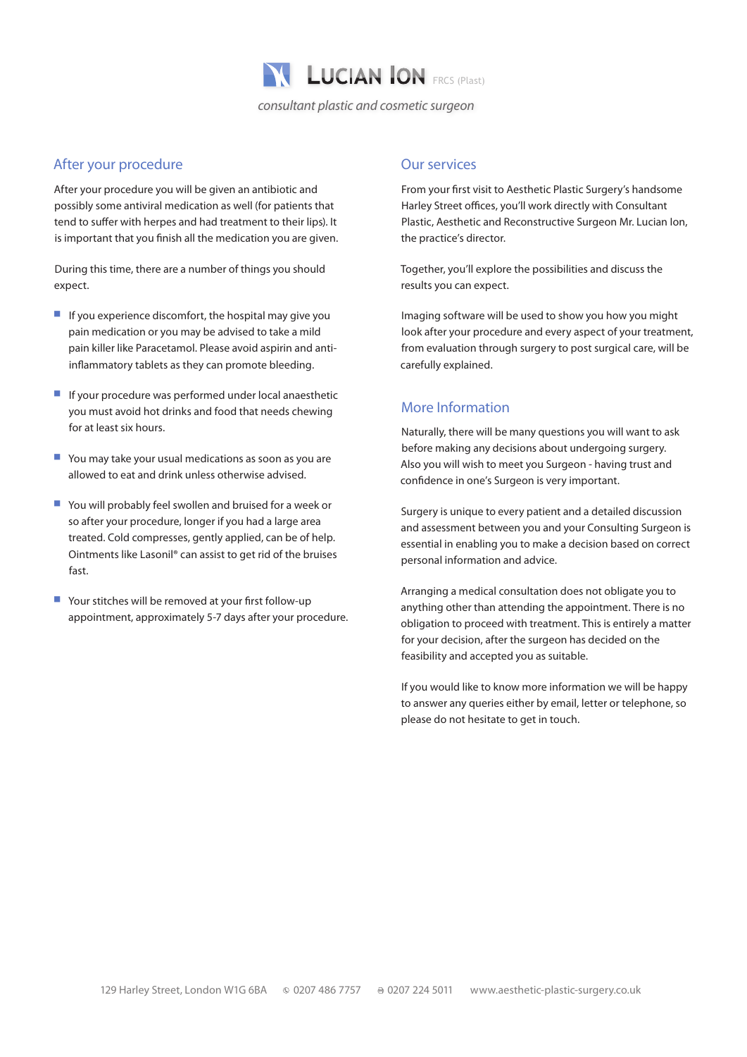# LUCIAN ION FRCS (Plast)

*consultant plastic and cosmetic surgeon*

## After your procedure

After your procedure you will be given an antibiotic and possibly some antiviral medication as well (for patients that tend to suffer with herpes and had treatment to their lips). It is important that you finish all the medication you are given.

During this time, there are a number of things you should expect.

- If you experience discomfort, the hospital may give you pain medication or you may be advised to take a mild pain killer like Paracetamol. Please avoid aspirin and anti-inflammatory tablets as they can promote bleeding.
- If your procedure was performed under local anaesthetic you must avoid hot drinks and food that needs chewing for at least six hours.
- You may take your usual medications as soon as you are allowed to eat and drink unless otherwise advised.
- You will probably feel swollen and bruised for a week or so after your procedure, longer if you had a large area treated. Cold compresses, gently applied, can be of help. Ointments like Lasonil® can assist to get rid of the bruises fast.
- Your stitches will be removed at your first follow-up appointment, approximately 5-7 days after your procedure.

## Our services

From your first visit to Aesthetic Plastic Surgery's handsome Harley Street offices, you'll work directly with Consultant Plastic, Aesthetic and Reconstructive Surgeon Mr. Lucian Ion, the practice's director.

Together, you'll explore the possibilities and discuss the results you can expect.

Imaging software will be used to show you how you might look after your procedure and every aspect of your treatment, from evaluation through surgery to post surgical care, will be carefully explained.

## More Information

Naturally, there will be many questions you will want to ask before making any decisions about undergoing surgery. Also you will wish to meet you Surgeon - having trust and confidence in one's Surgeon is very important.

Surgery is unique to every patient and a detailed discussion and assessment between you and your Consulting Surgeon is essential in enabling you to make a decision based on correct personal information and advice.

Arranging a medical consultation does not obligate you to anything other than attending the appointment. There is no obligation to proceed with treatment. This is entirely a matter for your decision, after the surgeon has decided on the feasibility and accepted you as suitable.

If you would like to know more information we will be happy to answer any queries either by email, letter or telephone, so please do not hesitate to get in touch.

129 Harley Street, London W1G 6BA © 0207 486 7757 ⎙ 0207 224 5011 www.aesthetic-plastic-surgery.co.uk